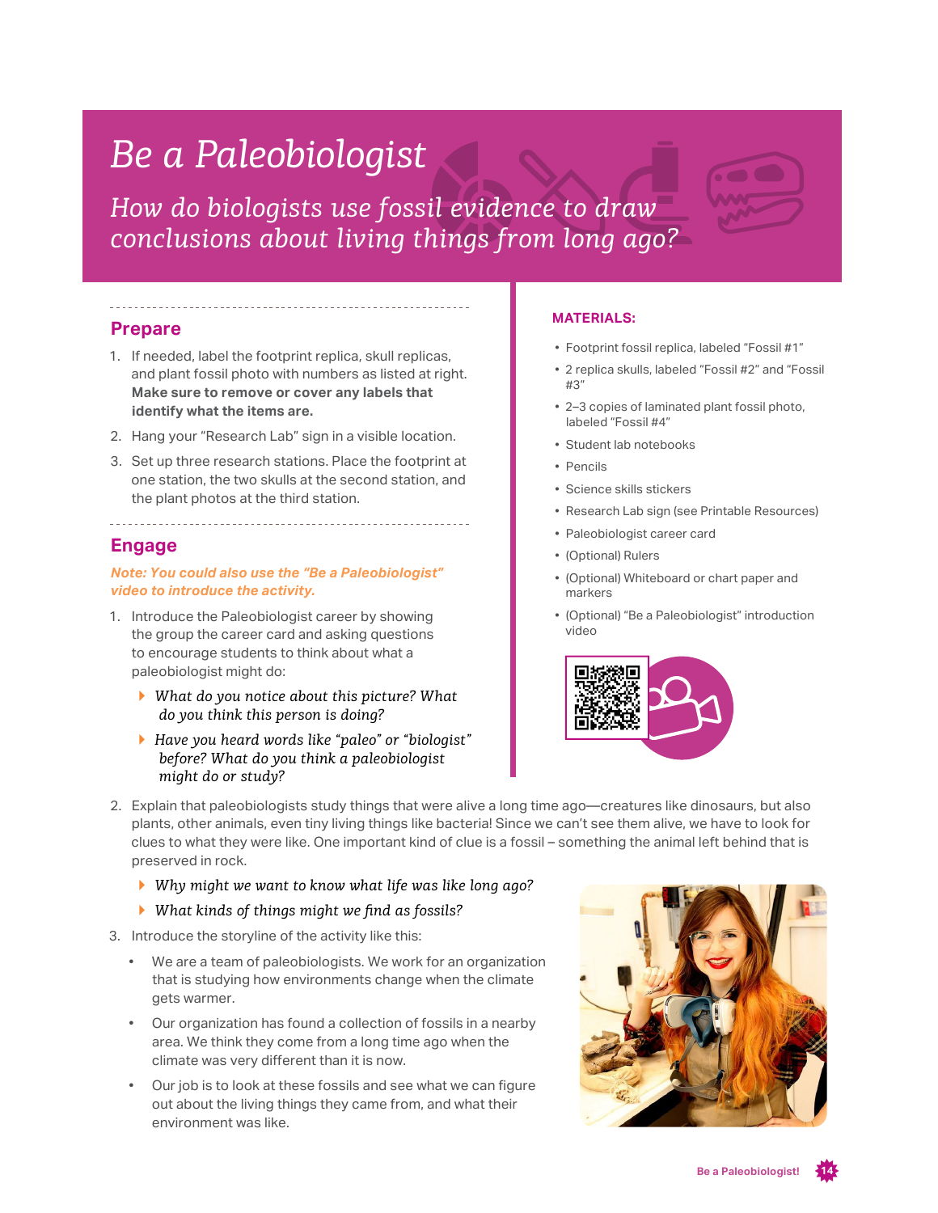# Be a Paleobiologist

*How do biologists use fossil evidence to draw conclusions about living things from long ago?*

## Prepare

1. If needed, label the footprint replica, skull replicas, and plant fossil photo with numbers as listed at right. **Make sure to remove or cover any labels that identify what the items are.**
2. Hang your "Research Lab" sign in a visible location.
3. Set up three research stations. Place the footprint at one station, the two skulls at the second station, and the plant photos at the third station.

## Engage

***Note: You could also use the "Be a Paleobiologist" video to introduce the activity.***

1. Introduce the Paleobiologist career by showing the group the career card and asking questions to encourage students to think about what a paleobiologist might do:
   - *What do you notice about this picture? What do you think this person is doing?*
   - *Have you heard words like "paleo" or "biologist" before? What do you think a paleobiologist might do or study?*

**MATERIALS:**

- Footprint fossil replica, labeled "Fossil #1"
- 2 replica skulls, labeled "Fossil #2" and "Fossil #3"
- 2–3 copies of laminated plant fossil photo, labeled "Fossil #4"
- Student lab notebooks
- Pencils
- Science skills stickers
- Research Lab sign (see Printable Resources)
- Paleobiologist career card
- (Optional) Rulers
- (Optional) Whiteboard or chart paper and markers
- (Optional) "Be a Paleobiologist" introduction video

2. Explain that paleobiologists study things that were alive a long time ago—creatures like dinosaurs, but also plants, other animals, even tiny living things like bacteria! Since we can't see them alive, we have to look for clues to what they were like. One important kind of clue is a fossil – something the animal left behind that is preserved in rock.
   - *Why might we want to know what life was like long ago?*
   - *What kinds of things might we find as fossils?*
3. Introduce the storyline of the activity like this:
   - We are a team of paleobiologists. We work for an organization that is studying how environments change when the climate gets warmer.
   - Our organization has found a collection of fossils in a nearby area. We think they come from a long time ago when the climate was very different than it is now.
   - Our job is to look at these fossils and see what we can figure out about the living things they came from, and what their environment was like.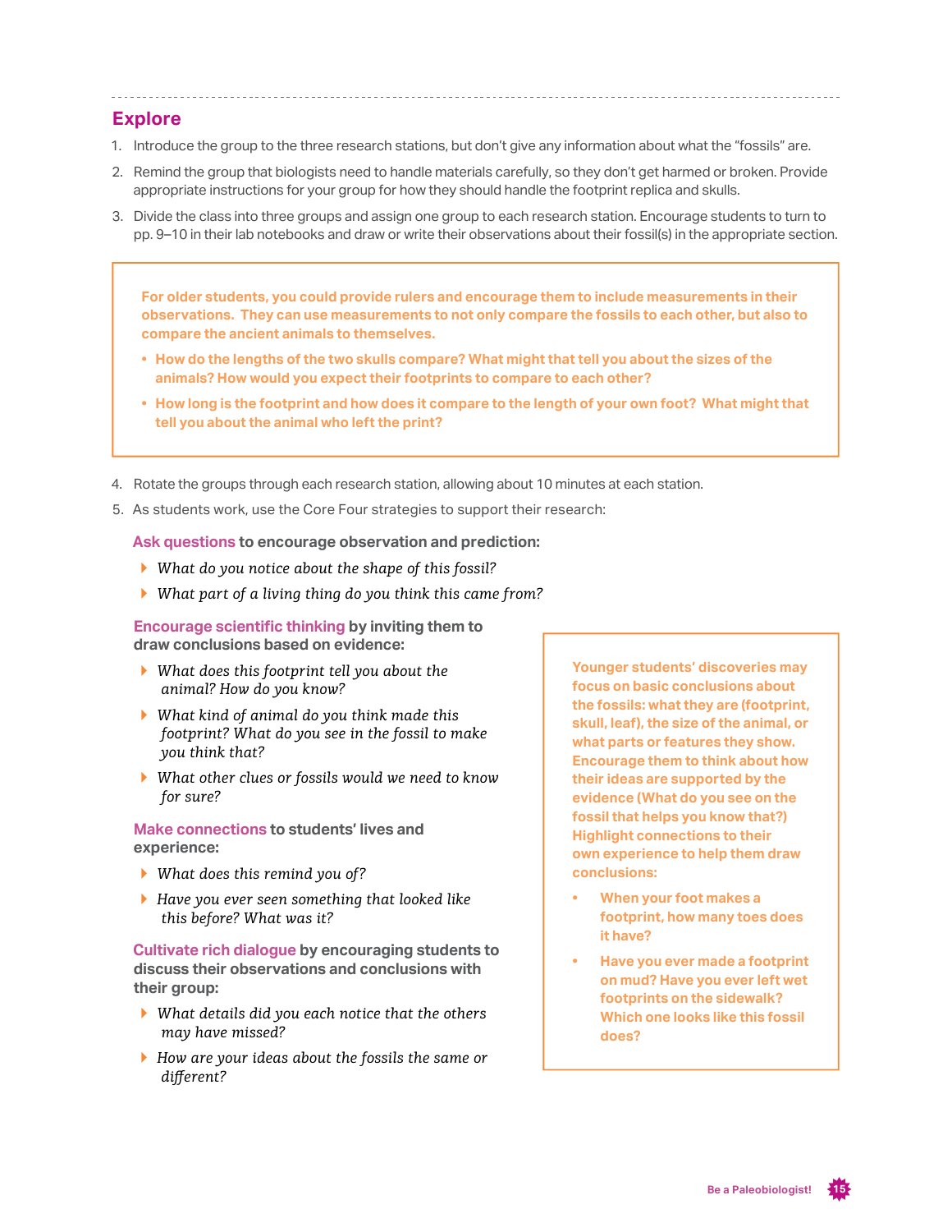## Explore

1. Introduce the group to the three research stations, but don't give any information about what the "fossils" are.
2. Remind the group that biologists need to handle materials carefully, so they don't get harmed or broken. Provide appropriate instructions for your group for how they should handle the footprint replica and skulls.
3. Divide the class into three groups and assign one group to each research station. Encourage students to turn to pp. 9–10 in their lab notebooks and draw or write their observations about their fossil(s) in the appropriate section.

> **For older students, you could provide rulers and encourage them to include measurements in their observations. They can use measurements to not only compare the fossils to each other, but also to compare the ancient animals to themselves.**
>
> - **How do the lengths of the two skulls compare? What might that tell you about the sizes of the animals? How would you expect their footprints to compare to each other?**
> - **How long is the footprint and how does it compare to the length of your own foot? What might that tell you about the animal who left the print?**

4. Rotate the groups through each research station, allowing about 10 minutes at each station.
5. As students work, use the Core Four strategies to support their research:

**Ask questions to encourage observation and prediction:**

- *What do you notice about the shape of this fossil?*
- *What part of a living thing do you think this came from?*

**Encourage scientific thinking by inviting them to draw conclusions based on evidence:**

- *What does this footprint tell you about the animal? How do you know?*
- *What kind of animal do you think made this footprint? What do you see in the fossil to make you think that?*
- *What other clues or fossils would we need to know for sure?*

**Make connections to students' lives and experience:**

- *What does this remind you of?*
- *Have you ever seen something that looked like this before? What was it?*

**Cultivate rich dialogue by encouraging students to discuss their observations and conclusions with their group:**

- *What details did you each notice that the others may have missed?*
- *How are your ideas about the fossils the same or different?*

> **Younger students' discoveries may focus on basic conclusions about the fossils: what they are (footprint, skull, leaf), the size of the animal, or what parts or features they show. Encourage them to think about how their ideas are supported by the evidence (What do you see on the fossil that helps you know that?) Highlight connections to their own experience to help them draw conclusions:**
>
> - **When your foot makes a footprint, how many toes does it have?**
> - **Have you ever made a footprint on mud? Have you ever left wet footprints on the sidewalk? Which one looks like this fossil does?**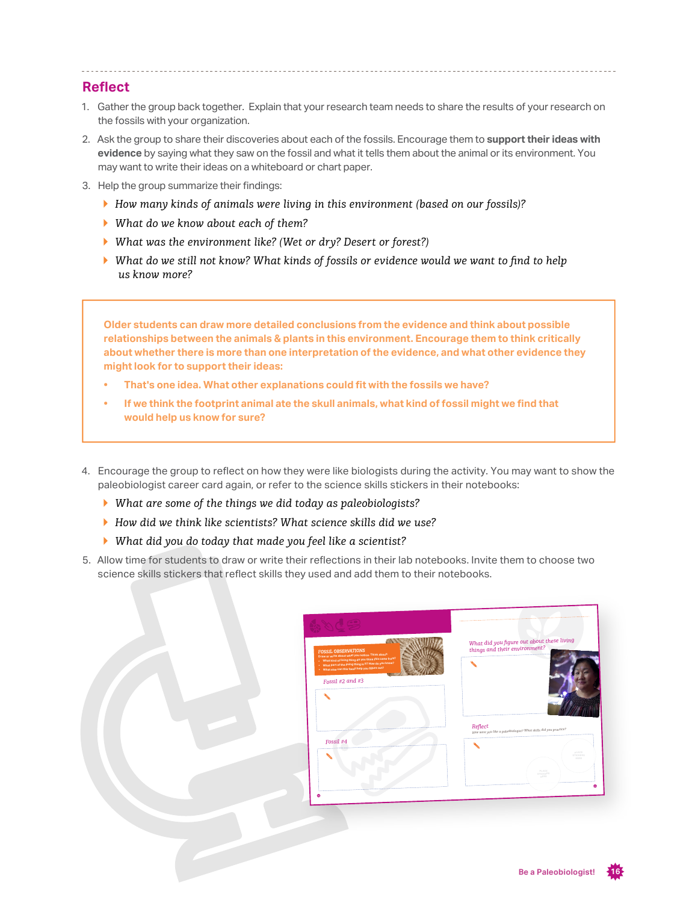## Reflect

1. Gather the group back together. Explain that your research team needs to share the results of your research on the fossils with your organization.
2. Ask the group to share their discoveries about each of the fossils. Encourage them to **support their ideas with evidence** by saying what they saw on the fossil and what it tells them about the animal or its environment. You may want to write their ideas on a whiteboard or chart paper.
3. Help the group summarize their findings:
   - *How many kinds of animals were living in this environment (based on our fossils)?*
   - *What do we know about each of them?*
   - *What was the environment like? (Wet or dry? Desert or forest?)*
   - *What do we still not know? What kinds of fossils or evidence would we want to find to help us know more?*

> **Older students can draw more detailed conclusions from the evidence and think about possible relationships between the animals & plants in this environment. Encourage them to think critically about whether there is more than one interpretation of the evidence, and what other evidence they might look for to support their ideas:**
>
> - **That's one idea. What other explanations could fit with the fossils we have?**
> - **If we think the footprint animal ate the skull animals, what kind of fossil might we find that would help us know for sure?**

4. Encourage the group to reflect on how they were like biologists during the activity. You may want to show the paleobiologist career card again, or refer to the science skills stickers in their notebooks:
   - *What are some of the things we did today as paleobiologists?*
   - *How did we think like scientists? What science skills did we use?*
   - *What did you do today that made you feel like a scientist?*
5. Allow time for students to draw or write their reflections in their lab notebooks. Invite them to choose two science skills stickers that reflect skills they used and add them to their notebooks.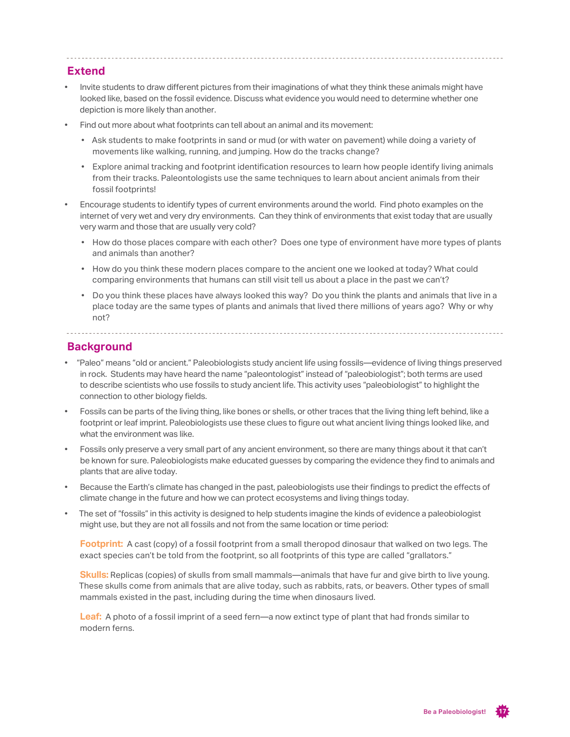## Extend

- Invite students to draw different pictures from their imaginations of what they think these animals might have looked like, based on the fossil evidence. Discuss what evidence you would need to determine whether one depiction is more likely than another.
- Find out more about what footprints can tell about an animal and its movement:
  - Ask students to make footprints in sand or mud (or with water on pavement) while doing a variety of movements like walking, running, and jumping. How do the tracks change?
  - Explore animal tracking and footprint identification resources to learn how people identify living animals from their tracks. Paleontologists use the same techniques to learn about ancient animals from their fossil footprints!
- Encourage students to identify types of current environments around the world. Find photo examples on the internet of very wet and very dry environments. Can they think of environments that exist today that are usually very warm and those that are usually very cold?
  - How do those places compare with each other? Does one type of environment have more types of plants and animals than another?
  - How do you think these modern places compare to the ancient one we looked at today? What could comparing environments that humans can still visit tell us about a place in the past we can't?
  - Do you think these places have always looked this way? Do you think the plants and animals that live in a place today are the same types of plants and animals that lived there millions of years ago? Why or why not?

## Background

- "Paleo" means "old or ancient." Paleobiologists study ancient life using fossils—evidence of living things preserved in rock. Students may have heard the name "paleontologist" instead of "paleobiologist"; both terms are used to describe scientists who use fossils to study ancient life. This activity uses "paleobiologist" to highlight the connection to other biology fields.
- Fossils can be parts of the living thing, like bones or shells, or other traces that the living thing left behind, like a footprint or leaf imprint. Paleobiologists use these clues to figure out what ancient living things looked like, and what the environment was like.
- Fossils only preserve a very small part of any ancient environment, so there are many things about it that can't be known for sure. Paleobiologists make educated guesses by comparing the evidence they find to animals and plants that are alive today.
- Because the Earth's climate has changed in the past, paleobiologists use their findings to predict the effects of climate change in the future and how we can protect ecosystems and living things today.
- The set of "fossils" in this activity is designed to help students imagine the kinds of evidence a paleobiologist might use, but they are not all fossils and not from the same location or time period:

  **Footprint:** A cast (copy) of a fossil footprint from a small theropod dinosaur that walked on two legs. The exact species can't be told from the footprint, so all footprints of this type are called "grallators."

  **Skulls:** Replicas (copies) of skulls from small mammals—animals that have fur and give birth to live young. These skulls come from animals that are alive today, such as rabbits, rats, or beavers. Other types of small mammals existed in the past, including during the time when dinosaurs lived.

  **Leaf:** A photo of a fossil imprint of a seed fern—a now extinct type of plant that had fronds similar to modern ferns.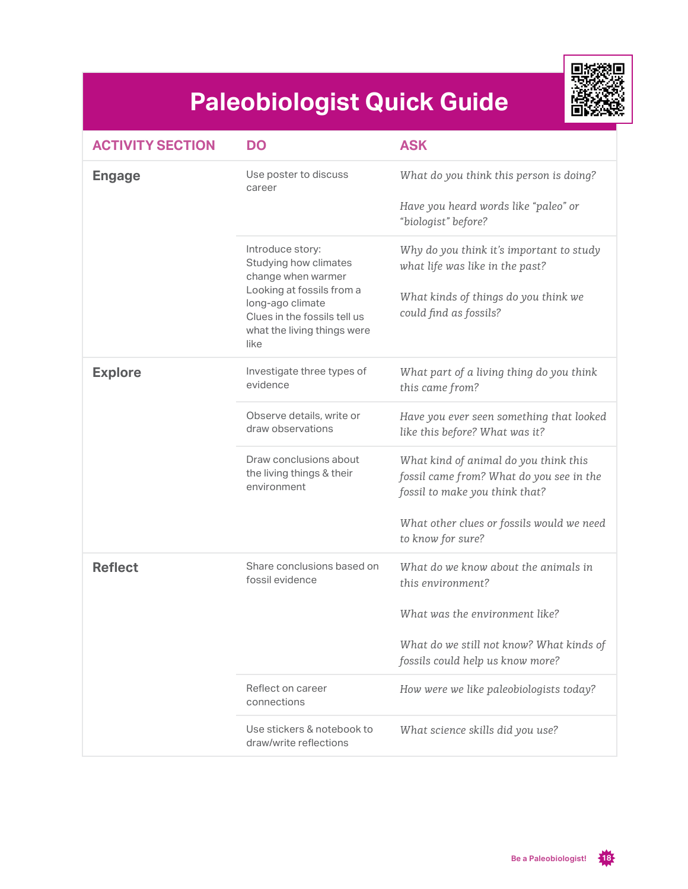# Paleobiologist Quick Guide

| ACTIVITY SECTION | DO | ASK |
|---|---|---|
| **Engage** | Use poster to discuss career | *What do you think this person is doing?*<br><br>*Have you heard words like "paleo" or "biologist" before?* |
| | Introduce story:<br>Studying how climates change when warmer<br>Looking at fossils from a long-ago climate<br>Clues in the fossils tell us what the living things were like | *Why do you think it's important to study what life was like in the past?*<br><br>*What kinds of things do you think we could find as fossils?* |
| **Explore** | Investigate three types of evidence | *What part of a living thing do you think this came from?* |
| | Observe details, write or draw observations | *Have you ever seen something that looked like this before? What was it?* |
| | Draw conclusions about the living things & their environment | *What kind of animal do you think this fossil came from? What do you see in the fossil to make you think that?*<br><br>*What other clues or fossils would we need to know for sure?* |
| **Reflect** | Share conclusions based on fossil evidence | *What do we know about the animals in this environment?*<br><br>*What was the environment like?*<br><br>*What do we still not know? What kinds of fossils could help us know more?* |
| | Reflect on career connections | *How were we like paleobiologists today?* |
| | Use stickers & notebook to draw/write reflections | *What science skills did you use?* |